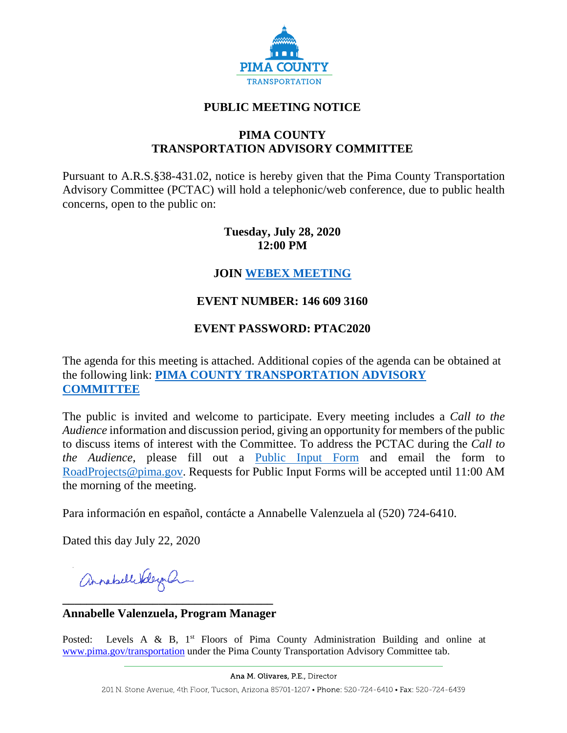PIMA COUNTY
TRANSPORTATION

# PUBLIC MEETING NOTICE

## PIMA COUNTY
## TRANSPORTATION ADVISORY COMMITTEE

Pursuant to A.R.S.§38-431.02, notice is hereby given that the Pima County Transportation Advisory Committee (PCTAC) will hold a telephonic/web conference, due to public health concerns, open to the public on:

**Tuesday, July 28, 2020**
**12:00 PM**

**JOIN WEBEX MEETING**

**EVENT NUMBER: 146 609 3160**

**EVENT PASSWORD: PTAC2020**

The agenda for this meeting is attached. Additional copies of the agenda can be obtained at the following link: **PIMA COUNTY TRANSPORTATION ADVISORY COMMITTEE**

The public is invited and welcome to participate. Every meeting includes a *Call to the Audience* information and discussion period, giving an opportunity for members of the public to discuss items of interest with the Committee. To address the PCTAC during the *Call to the Audience,* please fill out a Public Input Form and email the form to RoadProjects@pima.gov. Requests for Public Input Forms will be accepted until 11:00 AM the morning of the meeting.

Para información en español, contácte a Annabelle Valenzuela al (520) 724-6410.

Dated this day July 22, 2020

**Annabelle Valenzuela, Program Manager**

Posted: Levels A & B, 1st Floors of Pima County Administration Building and online at www.pima.gov/transportation under the Pima County Transportation Advisory Committee tab.

Ana M. Olivares, P.E., Director

201 N. Stone Avenue, 4th Floor, Tucson, Arizona 85701-1207 • Phone: 520-724-6410 • Fax: 520-724-6439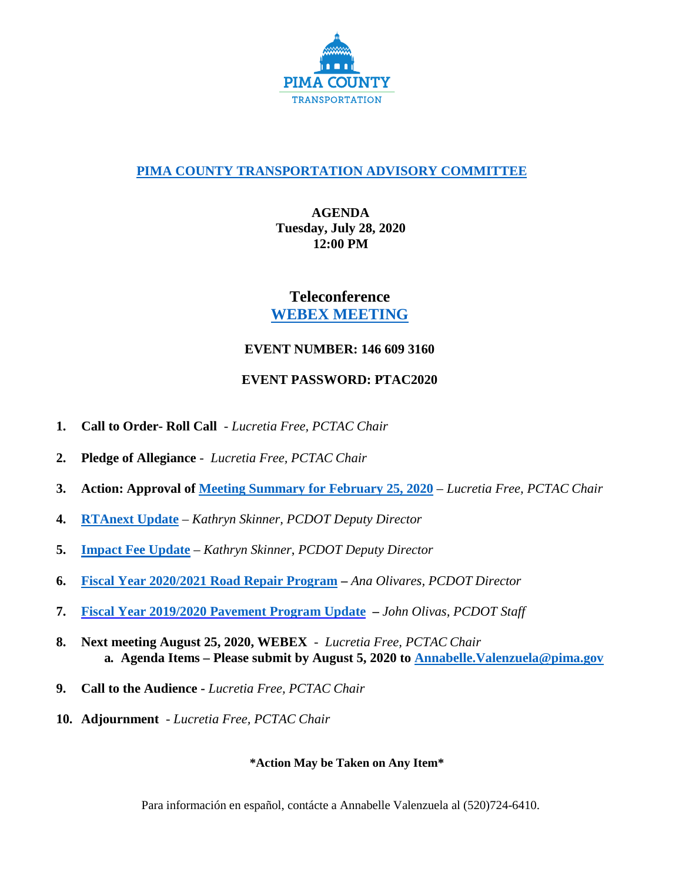PIMA COUNTY

TRANSPORTATION

# PIMA COUNTY TRANSPORTATION ADVISORY COMMITTEE

**AGENDA**
**Tuesday, July 28, 2020**
**12:00 PM**

## Teleconference
## WEBEX MEETING

**EVENT NUMBER: 146 609 3160**

**EVENT PASSWORD: PTAC2020**

1. **Call to Order- Roll Call** - *Lucretia Free, PCTAC Chair*
2. **Pledge of Allegiance** - *Lucretia Free, PCTAC Chair*
3. **Action: Approval of Meeting Summary for February 25, 2020** – *Lucretia Free, PCTAC Chair*
4. **RTAnext Update** – *Kathryn Skinner, PCDOT Deputy Director*
5. **Impact Fee Update** – *Kathryn Skinner, PCDOT Deputy Director*
6. **Fiscal Year 2020/2021 Road Repair Program –** *Ana Olivares, PCDOT Director*
7. **Fiscal Year 2019/2020 Pavement Program Update –** *John Olivas, PCDOT Staff*
8. **Next meeting August 25, 2020, WEBEX** - *Lucretia Free, PCTAC Chair*
   a. **Agenda Items – Please submit by August 5, 2020 to Annabelle.Valenzuela@pima.gov**
9. **Call to the Audience -** *Lucretia Free, PCTAC Chair*
10. **Adjournment** - *Lucretia Free, PCTAC Chair*

**\*Action May be Taken on Any Item\***

Para información en español, contácte a Annabelle Valenzuela al (520)724-6410.